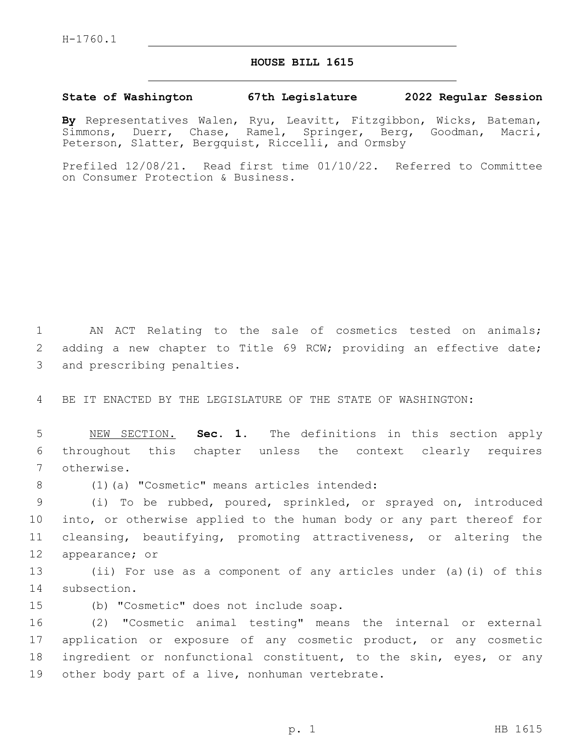H-1760.1

# HOUSE BILL 1615

**State of Washington 67th Legislature 2022 Regular Session**

**By** Representatives Walen, Ryu, Leavitt, Fitzgibbon, Wicks, Bateman, Simmons, Duerr, Chase, Ramel, Springer, Berg, Goodman, Macri, Peterson, Slatter, Bergquist, Riccelli, and Ormsby

Prefiled 12/08/21. Read first time 01/10/22. Referred to Committee on Consumer Protection & Business.

AN ACT Relating to the sale of cosmetics tested on animals; adding a new chapter to Title 69 RCW; providing an effective date; and prescribing penalties.

BE IT ENACTED BY THE LEGISLATURE OF THE STATE OF WASHINGTON:

NEW SECTION. **Sec. 1.** The definitions in this section apply throughout this chapter unless the context clearly requires otherwise.

(1)(a) "Cosmetic" means articles intended:

(i) To be rubbed, poured, sprinkled, or sprayed on, introduced into, or otherwise applied to the human body or any part thereof for cleansing, beautifying, promoting attractiveness, or altering the appearance; or

(ii) For use as a component of any articles under (a)(i) of this subsection.

(b) "Cosmetic" does not include soap.

(2) "Cosmetic animal testing" means the internal or external application or exposure of any cosmetic product, or any cosmetic ingredient or nonfunctional constituent, to the skin, eyes, or any other body part of a live, nonhuman vertebrate.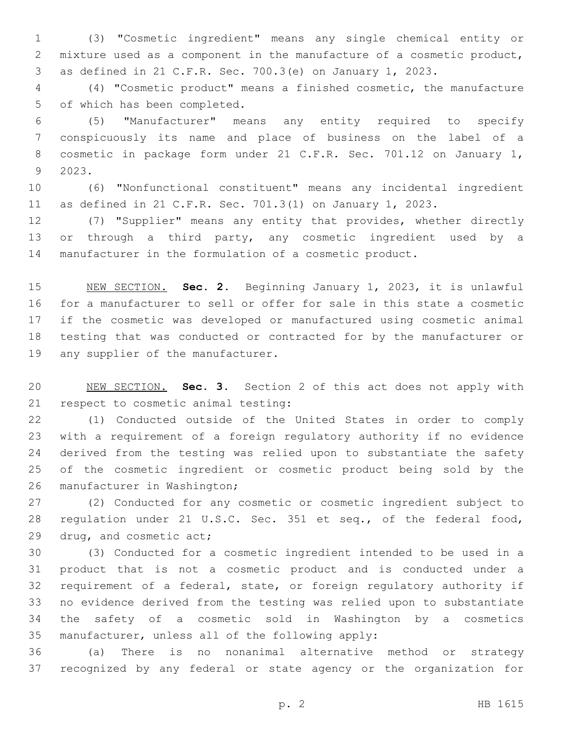(3) "Cosmetic ingredient" means any single chemical entity or mixture used as a component in the manufacture of a cosmetic product, as defined in 21 C.F.R. Sec. 700.3(e) on January 1, 2023.

(4) "Cosmetic product" means a finished cosmetic, the manufacture of which has been completed.

(5) "Manufacturer" means any entity required to specify conspicuously its name and place of business on the label of a cosmetic in package form under 21 C.F.R. Sec. 701.12 on January 1, 2023.

(6) "Nonfunctional constituent" means any incidental ingredient as defined in 21 C.F.R. Sec. 701.3(1) on January 1, 2023.

(7) "Supplier" means any entity that provides, whether directly or through a third party, any cosmetic ingredient used by a manufacturer in the formulation of a cosmetic product.

NEW SECTION. **Sec. 2.** Beginning January 1, 2023, it is unlawful for a manufacturer to sell or offer for sale in this state a cosmetic if the cosmetic was developed or manufactured using cosmetic animal testing that was conducted or contracted for by the manufacturer or any supplier of the manufacturer.

NEW SECTION. **Sec. 3.** Section 2 of this act does not apply with respect to cosmetic animal testing:

(1) Conducted outside of the United States in order to comply with a requirement of a foreign regulatory authority if no evidence derived from the testing was relied upon to substantiate the safety of the cosmetic ingredient or cosmetic product being sold by the manufacturer in Washington;

(2) Conducted for any cosmetic or cosmetic ingredient subject to regulation under 21 U.S.C. Sec. 351 et seq., of the federal food, drug, and cosmetic act;

(3) Conducted for a cosmetic ingredient intended to be used in a product that is not a cosmetic product and is conducted under a requirement of a federal, state, or foreign regulatory authority if no evidence derived from the testing was relied upon to substantiate the safety of a cosmetic sold in Washington by a cosmetics manufacturer, unless all of the following apply:

(a) There is no nonanimal alternative method or strategy recognized by any federal or state agency or the organization for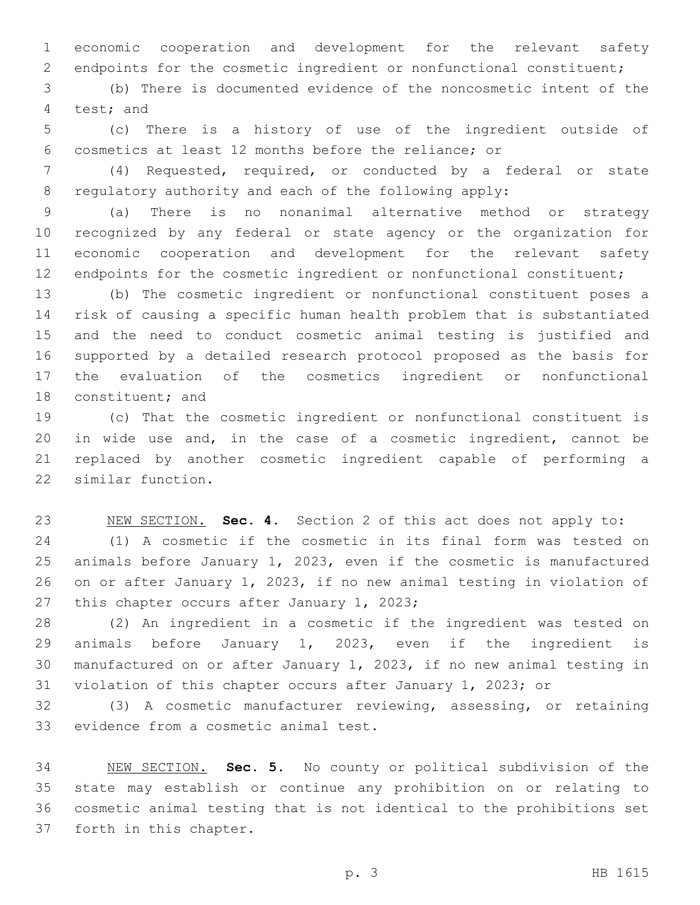economic cooperation and development for the relevant safety endpoints for the cosmetic ingredient or nonfunctional constituent;

(b) There is documented evidence of the noncosmetic intent of the test; and

(c) There is a history of use of the ingredient outside of cosmetics at least 12 months before the reliance; or

(4) Requested, required, or conducted by a federal or state regulatory authority and each of the following apply:

(a) There is no nonanimal alternative method or strategy recognized by any federal or state agency or the organization for economic cooperation and development for the relevant safety endpoints for the cosmetic ingredient or nonfunctional constituent;

(b) The cosmetic ingredient or nonfunctional constituent poses a risk of causing a specific human health problem that is substantiated and the need to conduct cosmetic animal testing is justified and supported by a detailed research protocol proposed as the basis for the evaluation of the cosmetics ingredient or nonfunctional constituent; and

(c) That the cosmetic ingredient or nonfunctional constituent is in wide use and, in the case of a cosmetic ingredient, cannot be replaced by another cosmetic ingredient capable of performing a similar function.

NEW SECTION. **Sec. 4.** Section 2 of this act does not apply to:

(1) A cosmetic if the cosmetic in its final form was tested on animals before January 1, 2023, even if the cosmetic is manufactured on or after January 1, 2023, if no new animal testing in violation of this chapter occurs after January 1, 2023;

(2) An ingredient in a cosmetic if the ingredient was tested on animals before January 1, 2023, even if the ingredient is manufactured on or after January 1, 2023, if no new animal testing in violation of this chapter occurs after January 1, 2023; or

(3) A cosmetic manufacturer reviewing, assessing, or retaining evidence from a cosmetic animal test.

NEW SECTION. **Sec. 5.** No county or political subdivision of the state may establish or continue any prohibition on or relating to cosmetic animal testing that is not identical to the prohibitions set forth in this chapter.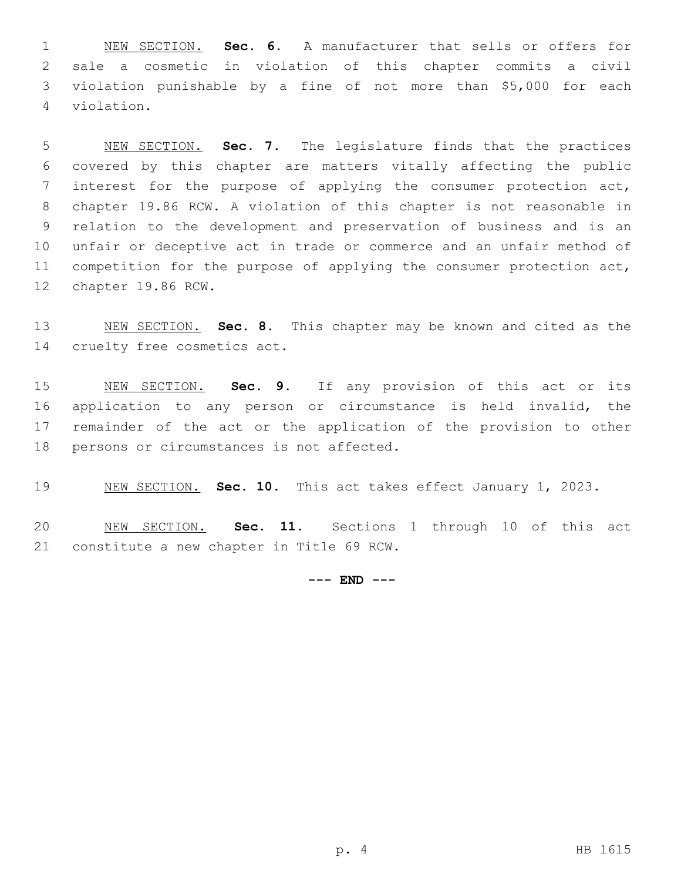NEW SECTION. **Sec. 6.** A manufacturer that sells or offers for sale a cosmetic in violation of this chapter commits a civil violation punishable by a fine of not more than $5,000 for each violation.

NEW SECTION. **Sec. 7.** The legislature finds that the practices covered by this chapter are matters vitally affecting the public interest for the purpose of applying the consumer protection act, chapter 19.86 RCW. A violation of this chapter is not reasonable in relation to the development and preservation of business and is an unfair or deceptive act in trade or commerce and an unfair method of competition for the purpose of applying the consumer protection act, chapter 19.86 RCW.

NEW SECTION. **Sec. 8.** This chapter may be known and cited as the cruelty free cosmetics act.

NEW SECTION. **Sec. 9.** If any provision of this act or its application to any person or circumstance is held invalid, the remainder of the act or the application of the provision to other persons or circumstances is not affected.

NEW SECTION. **Sec. 10.** This act takes effect January 1, 2023.

NEW SECTION. **Sec. 11.** Sections 1 through 10 of this act constitute a new chapter in Title 69 RCW.

**--- END ---**